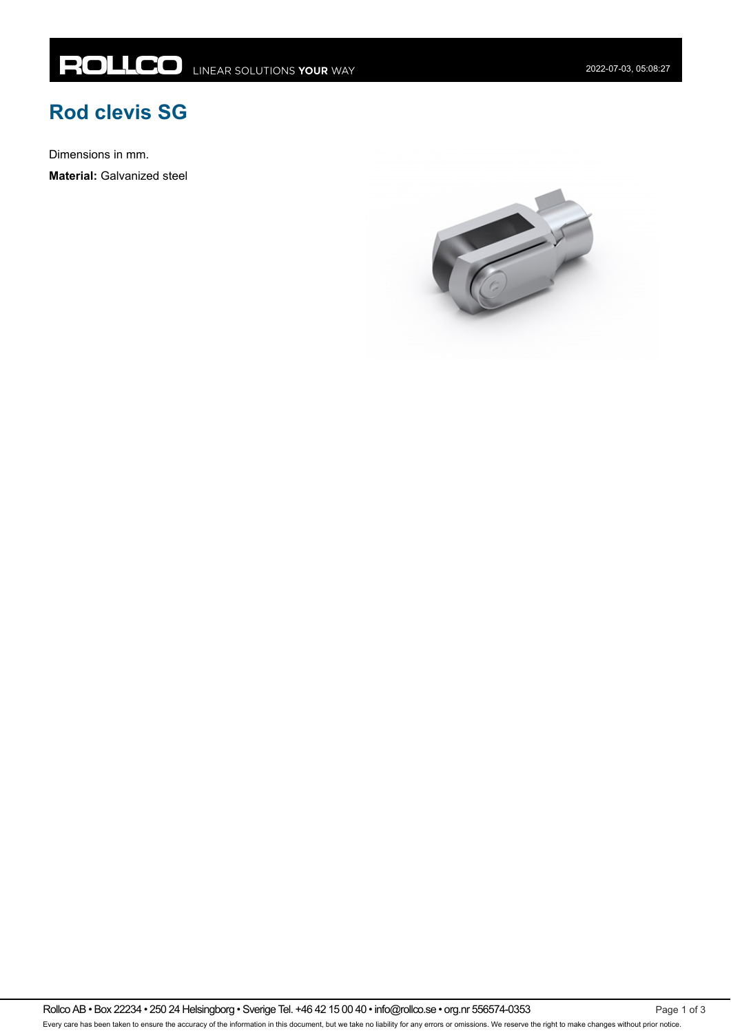# Rod clevis SG

Dimensions in mm.

**Material:** Galvanized steel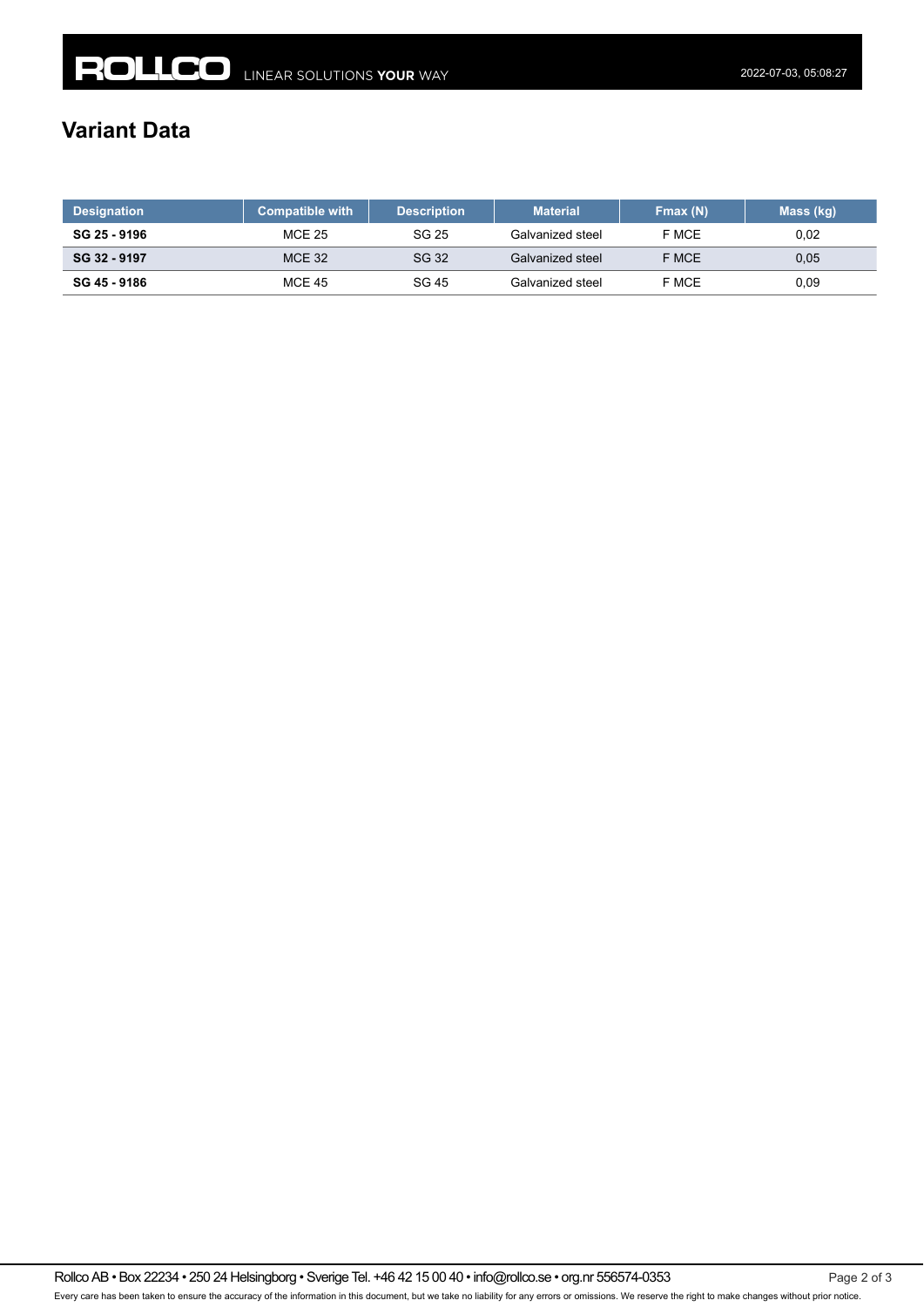# Variant Data

| Designation | Compatible with | Description | Material | Fmax (N) | Mass (kg) |
|---|---|---|---|---|---|
| **SG 25 - 9196** | MCE 25 | SG 25 | Galvanized steel | F MCE | 0,02 |
| **SG 32 - 9197** | MCE 32 | SG 32 | Galvanized steel | F MCE | 0,05 |
| **SG 45 - 9186** | MCE 45 | SG 45 | Galvanized steel | F MCE | 0,09 |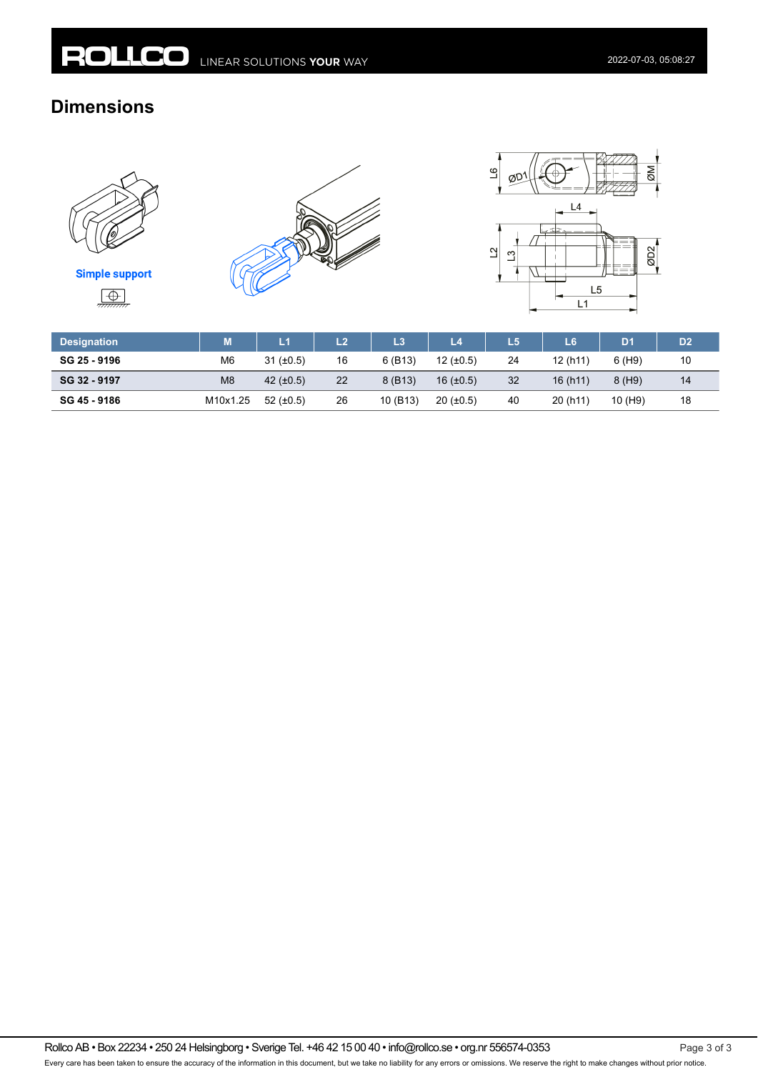## Dimensions

Simple support

| Designation | M | L1 | L2 | L3 | L4 | L5 | L6 | D1 | D2 |
|---|---|---|---|---|---|---|---|---|---|
| **SG 25 - 9196** | M6 | 31 (±0.5) | 16 | 6 (B13) | 12 (±0.5) | 24 | 12 (h11) | 6 (H9) | 10 |
| **SG 32 - 9197** | M8 | 42 (±0.5) | 22 | 8 (B13) | 16 (±0.5) | 32 | 16 (h11) | 8 (H9) | 14 |
| **SG 45 - 9186** | M10x1.25 | 52 (±0.5) | 26 | 10 (B13) | 20 (±0.5) | 40 | 20 (h11) | 10 (H9) | 18 |

Rollco AB • Box 22234 • 250 24 Helsingborg • Sverige Tel. +46 42 15 00 40 • info@rollco.se • org.nr 556574-0353

Every care has been taken to ensure the accuracy of the information in this document, but we take no liability for any errors or omissions. We reserve the right to make changes without prior notice.